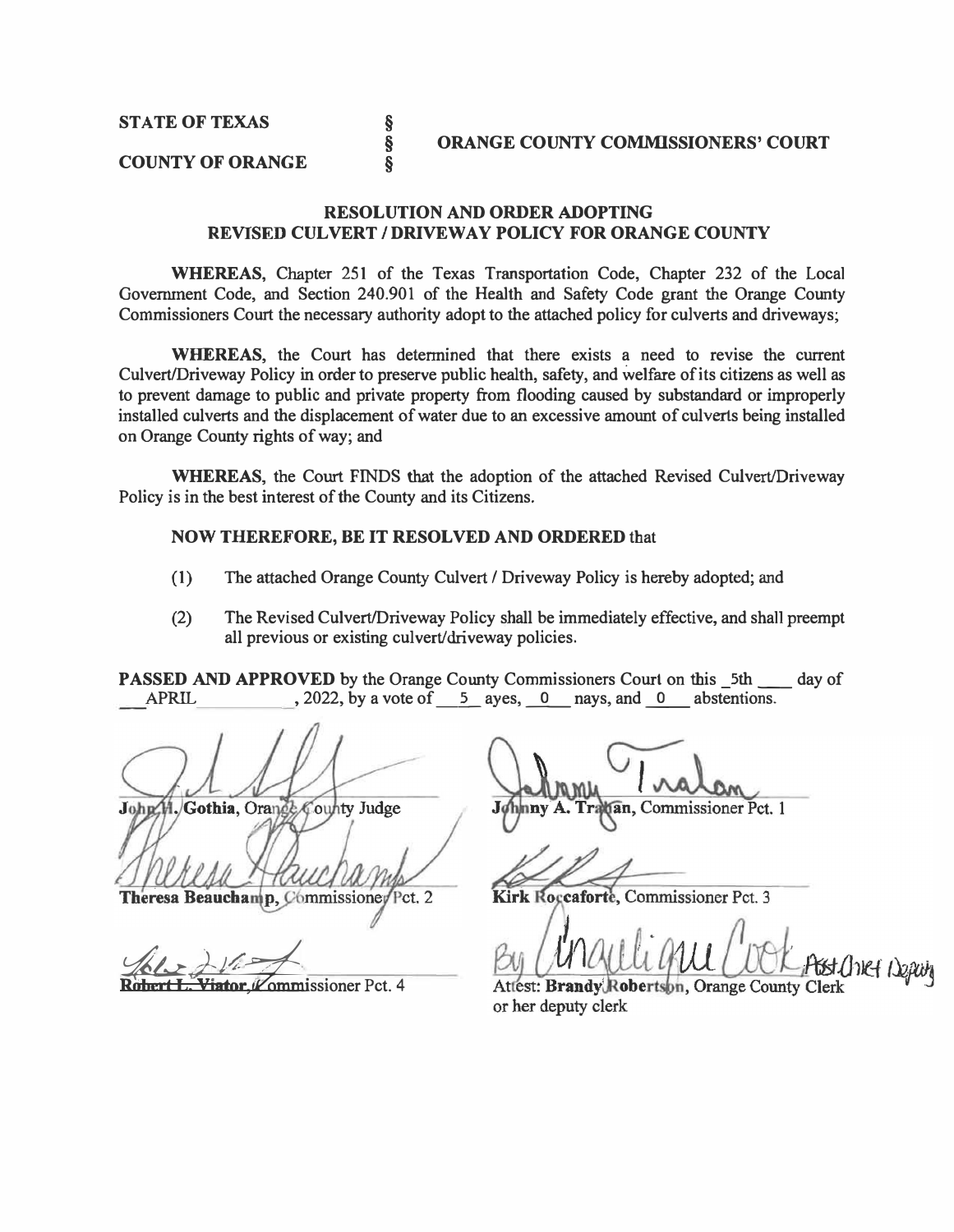**STATE OF TEXAS** §
§ **ORANGE COUNTY COMMISSIONERS' COURT**
**COUNTY OF ORANGE** §

## RESOLUTION AND ORDER ADOPTING REVISED CULVERT / DRIVEWAY POLICY FOR ORANGE COUNTY

**WHEREAS**, Chapter 251 of the Texas Transportation Code, Chapter 232 of the Local Government Code, and Section 240.901 of the Health and Safety Code grant the Orange County Commissioners Court the necessary authority adopt to the attached policy for culverts and driveways;

**WHEREAS**, the Court has determined that there exists a need to revise the current Culvert/Driveway Policy in order to preserve public health, safety, and welfare of its citizens as well as to prevent damage to public and private property from flooding caused by substandard or improperly installed culverts and the displacement of water due to an excessive amount of culverts being installed on Orange County rights of way; and

**WHEREAS**, the Court FINDS that the adoption of the attached Revised Culvert/Driveway Policy is in the best interest of the County and its Citizens.

**NOW THEREFORE, BE IT RESOLVED AND ORDERED** that

(1) The attached Orange County Culvert / Driveway Policy is hereby adopted; and

(2) The Revised Culvert/Driveway Policy shall be immediately effective, and shall preempt all previous or existing culvert/driveway policies.

**PASSED AND APPROVED** by the Orange County Commissioners Court on this \_5th \_\_\_\_ day of \_\_APRIL\_\_\_\_\_\_\_\_\_, 2022, by a vote of \_\_5\_ ayes, \_\_0\_\_ nays, and \_\_0\_\_ abstentions.

**John H. Gothia**, Orange County Judge

**Johnny A. Trahan**, Commissioner Pct. 1

**Theresa Beauchamp**, Commissioner Pct. 2

**Kirk Roccaforte**, Commissioner Pct. 3

**Robert L. Viator**, Commissioner Pct. 4

By Angelique Cook Asst Chief Deputy
Attest: **Brandy Robertson**, Orange County Clerk or her deputy clerk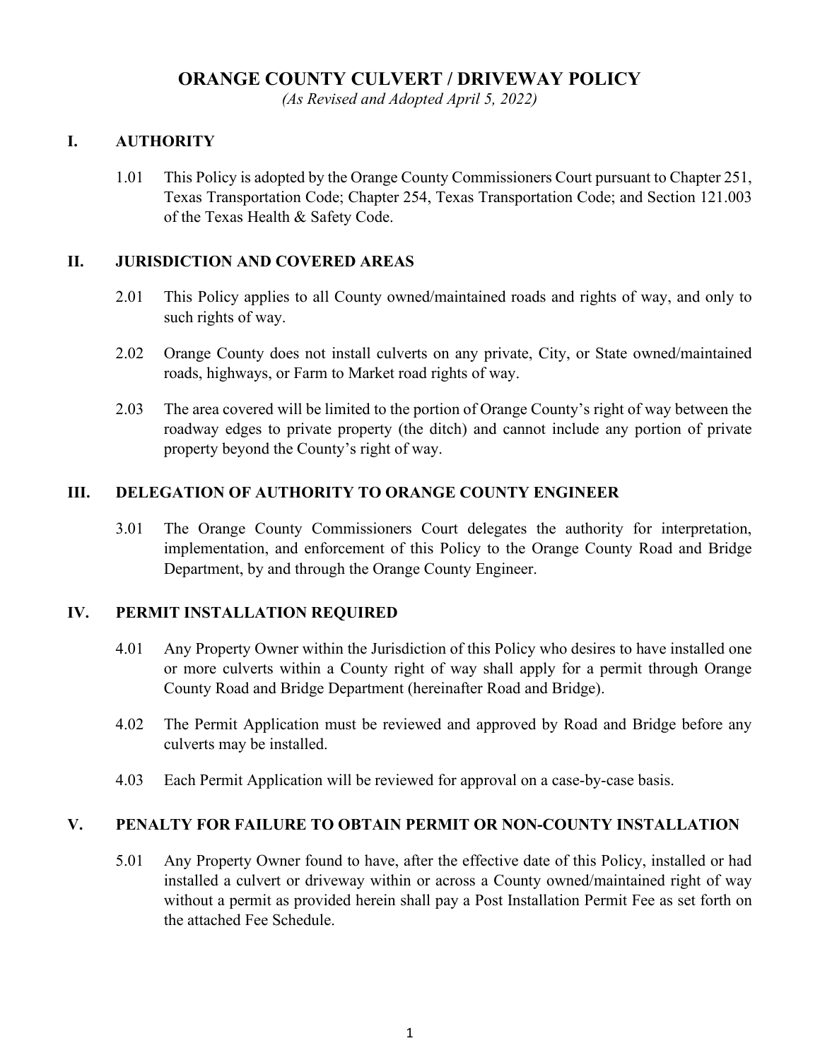# ORANGE COUNTY CULVERT / DRIVEWAY POLICY

*(As Revised and Adopted April 5, 2022)*

## I. AUTHORITY

1.01 This Policy is adopted by the Orange County Commissioners Court pursuant to Chapter 251, Texas Transportation Code; Chapter 254, Texas Transportation Code; and Section 121.003 of the Texas Health & Safety Code.

## II. JURISDICTION AND COVERED AREAS

2.01 This Policy applies to all County owned/maintained roads and rights of way, and only to such rights of way.

2.02 Orange County does not install culverts on any private, City, or State owned/maintained roads, highways, or Farm to Market road rights of way.

2.03 The area covered will be limited to the portion of Orange County's right of way between the roadway edges to private property (the ditch) and cannot include any portion of private property beyond the County's right of way.

## III. DELEGATION OF AUTHORITY TO ORANGE COUNTY ENGINEER

3.01 The Orange County Commissioners Court delegates the authority for interpretation, implementation, and enforcement of this Policy to the Orange County Road and Bridge Department, by and through the Orange County Engineer.

## IV. PERMIT INSTALLATION REQUIRED

4.01 Any Property Owner within the Jurisdiction of this Policy who desires to have installed one or more culverts within a County right of way shall apply for a permit through Orange County Road and Bridge Department (hereinafter Road and Bridge).

4.02 The Permit Application must be reviewed and approved by Road and Bridge before any culverts may be installed.

4.03 Each Permit Application will be reviewed for approval on a case-by-case basis.

## V. PENALTY FOR FAILURE TO OBTAIN PERMIT OR NON-COUNTY INSTALLATION

5.01 Any Property Owner found to have, after the effective date of this Policy, installed or had installed a culvert or driveway within or across a County owned/maintained right of way without a permit as provided herein shall pay a Post Installation Permit Fee as set forth on the attached Fee Schedule.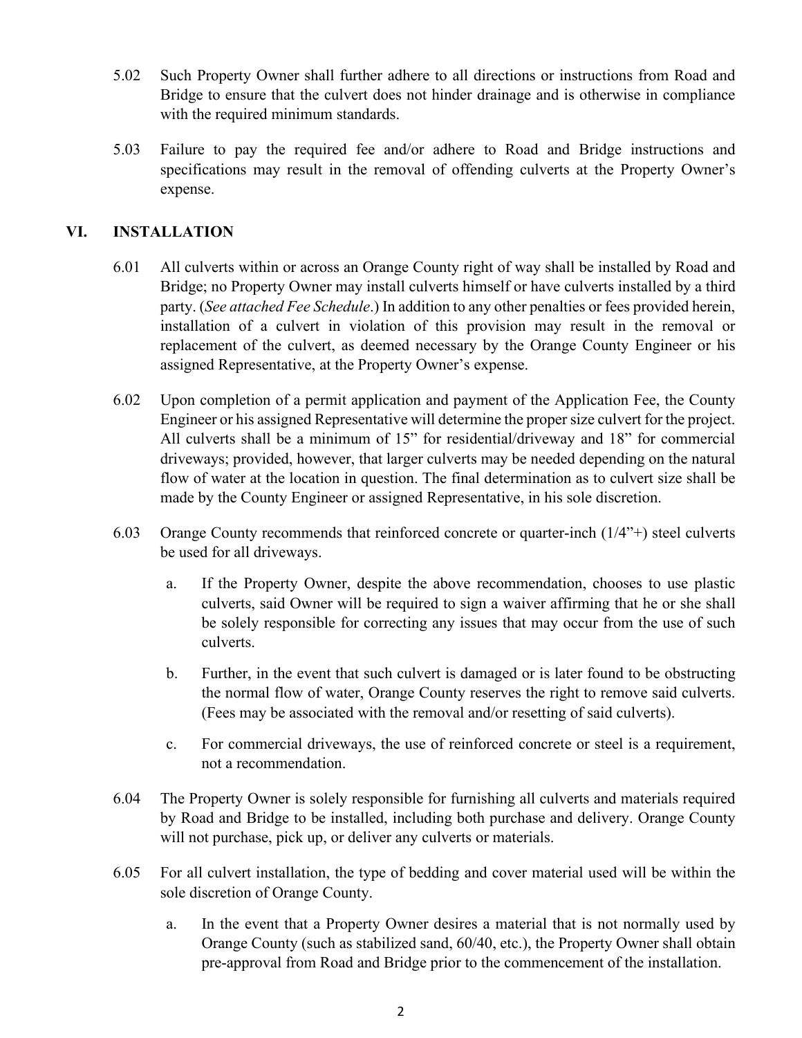5.02 Such Property Owner shall further adhere to all directions or instructions from Road and Bridge to ensure that the culvert does not hinder drainage and is otherwise in compliance with the required minimum standards.

5.03 Failure to pay the required fee and/or adhere to Road and Bridge instructions and specifications may result in the removal of offending culverts at the Property Owner's expense.

## VI. INSTALLATION

6.01 All culverts within or across an Orange County right of way shall be installed by Road and Bridge; no Property Owner may install culverts himself or have culverts installed by a third party. (*See attached Fee Schedule*.) In addition to any other penalties or fees provided herein, installation of a culvert in violation of this provision may result in the removal or replacement of the culvert, as deemed necessary by the Orange County Engineer or his assigned Representative, at the Property Owner's expense.

6.02 Upon completion of a permit application and payment of the Application Fee, the County Engineer or his assigned Representative will determine the proper size culvert for the project. All culverts shall be a minimum of 15" for residential/driveway and 18" for commercial driveways; provided, however, that larger culverts may be needed depending on the natural flow of water at the location in question. The final determination as to culvert size shall be made by the County Engineer or assigned Representative, in his sole discretion.

6.03 Orange County recommends that reinforced concrete or quarter-inch (1/4"+) steel culverts be used for all driveways.

a. If the Property Owner, despite the above recommendation, chooses to use plastic culverts, said Owner will be required to sign a waiver affirming that he or she shall be solely responsible for correcting any issues that may occur from the use of such culverts.

b. Further, in the event that such culvert is damaged or is later found to be obstructing the normal flow of water, Orange County reserves the right to remove said culverts. (Fees may be associated with the removal and/or resetting of said culverts).

c. For commercial driveways, the use of reinforced concrete or steel is a requirement, not a recommendation.

6.04 The Property Owner is solely responsible for furnishing all culverts and materials required by Road and Bridge to be installed, including both purchase and delivery. Orange County will not purchase, pick up, or deliver any culverts or materials.

6.05 For all culvert installation, the type of bedding and cover material used will be within the sole discretion of Orange County.

a. In the event that a Property Owner desires a material that is not normally used by Orange County (such as stabilized sand, 60/40, etc.), the Property Owner shall obtain pre-approval from Road and Bridge prior to the commencement of the installation.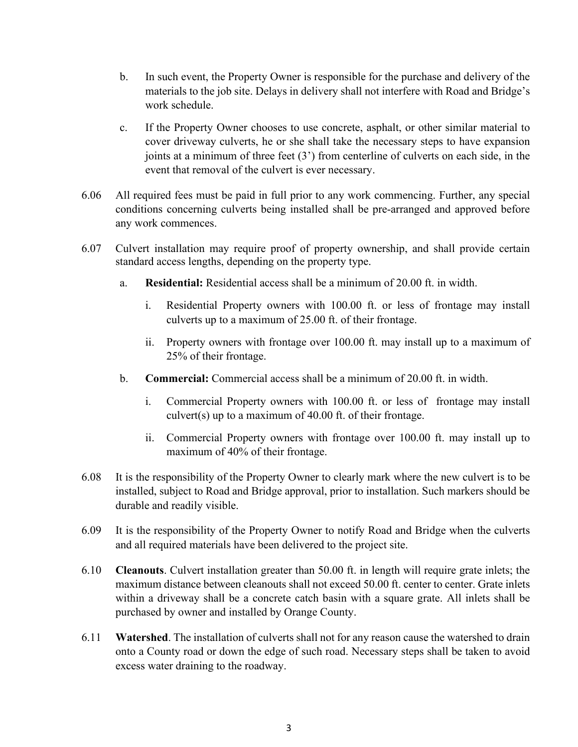b. In such event, the Property Owner is responsible for the purchase and delivery of the materials to the job site. Delays in delivery shall not interfere with Road and Bridge's work schedule.

c. If the Property Owner chooses to use concrete, asphalt, or other similar material to cover driveway culverts, he or she shall take the necessary steps to have expansion joints at a minimum of three feet (3') from centerline of culverts on each side, in the event that removal of the culvert is ever necessary.

6.06 All required fees must be paid in full prior to any work commencing. Further, any special conditions concerning culverts being installed shall be pre-arranged and approved before any work commences.

6.07 Culvert installation may require proof of property ownership, and shall provide certain standard access lengths, depending on the property type.

a. **Residential:** Residential access shall be a minimum of 20.00 ft. in width.

i. Residential Property owners with 100.00 ft. or less of frontage may install culverts up to a maximum of 25.00 ft. of their frontage.

ii. Property owners with frontage over 100.00 ft. may install up to a maximum of 25% of their frontage.

b. **Commercial:** Commercial access shall be a minimum of 20.00 ft. in width.

i. Commercial Property owners with 100.00 ft. or less of frontage may install culvert(s) up to a maximum of 40.00 ft. of their frontage.

ii. Commercial Property owners with frontage over 100.00 ft. may install up to maximum of 40% of their frontage.

6.08 It is the responsibility of the Property Owner to clearly mark where the new culvert is to be installed, subject to Road and Bridge approval, prior to installation. Such markers should be durable and readily visible.

6.09 It is the responsibility of the Property Owner to notify Road and Bridge when the culverts and all required materials have been delivered to the project site.

6.10 **Cleanouts**. Culvert installation greater than 50.00 ft. in length will require grate inlets; the maximum distance between cleanouts shall not exceed 50.00 ft. center to center. Grate inlets within a driveway shall be a concrete catch basin with a square grate. All inlets shall be purchased by owner and installed by Orange County.

6.11 **Watershed**. The installation of culverts shall not for any reason cause the watershed to drain onto a County road or down the edge of such road. Necessary steps shall be taken to avoid excess water draining to the roadway.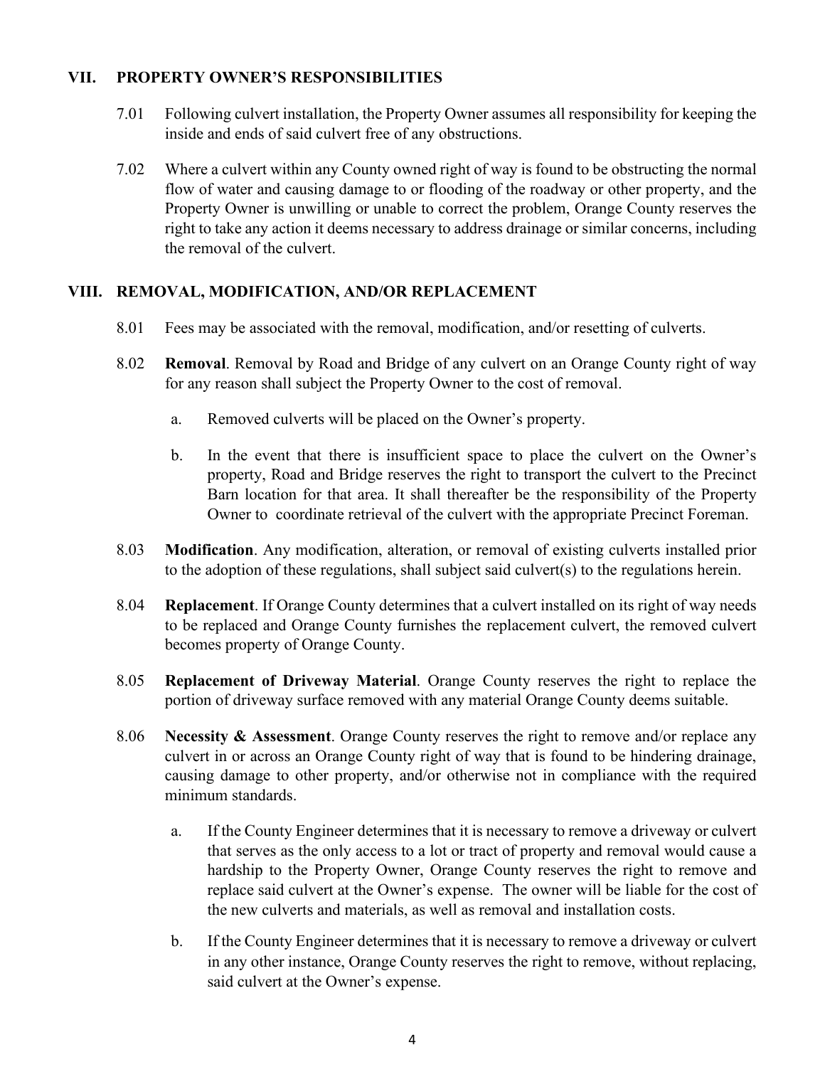## VII. PROPERTY OWNER'S RESPONSIBILITIES

7.01 Following culvert installation, the Property Owner assumes all responsibility for keeping the inside and ends of said culvert free of any obstructions.

7.02 Where a culvert within any County owned right of way is found to be obstructing the normal flow of water and causing damage to or flooding of the roadway or other property, and the Property Owner is unwilling or unable to correct the problem, Orange County reserves the right to take any action it deems necessary to address drainage or similar concerns, including the removal of the culvert.

## VIII. REMOVAL, MODIFICATION, AND/OR REPLACEMENT

8.01 Fees may be associated with the removal, modification, and/or resetting of culverts.

8.02 **Removal**. Removal by Road and Bridge of any culvert on an Orange County right of way for any reason shall subject the Property Owner to the cost of removal.

a. Removed culverts will be placed on the Owner's property.

b. In the event that there is insufficient space to place the culvert on the Owner's property, Road and Bridge reserves the right to transport the culvert to the Precinct Barn location for that area. It shall thereafter be the responsibility of the Property Owner to coordinate retrieval of the culvert with the appropriate Precinct Foreman.

8.03 **Modification**. Any modification, alteration, or removal of existing culverts installed prior to the adoption of these regulations, shall subject said culvert(s) to the regulations herein.

8.04 **Replacement**. If Orange County determines that a culvert installed on its right of way needs to be replaced and Orange County furnishes the replacement culvert, the removed culvert becomes property of Orange County.

8.05 **Replacement of Driveway Material**. Orange County reserves the right to replace the portion of driveway surface removed with any material Orange County deems suitable.

8.06 **Necessity & Assessment**. Orange County reserves the right to remove and/or replace any culvert in or across an Orange County right of way that is found to be hindering drainage, causing damage to other property, and/or otherwise not in compliance with the required minimum standards.

a. If the County Engineer determines that it is necessary to remove a driveway or culvert that serves as the only access to a lot or tract of property and removal would cause a hardship to the Property Owner, Orange County reserves the right to remove and replace said culvert at the Owner's expense. The owner will be liable for the cost of the new culverts and materials, as well as removal and installation costs.

b. If the County Engineer determines that it is necessary to remove a driveway or culvert in any other instance, Orange County reserves the right to remove, without replacing, said culvert at the Owner's expense.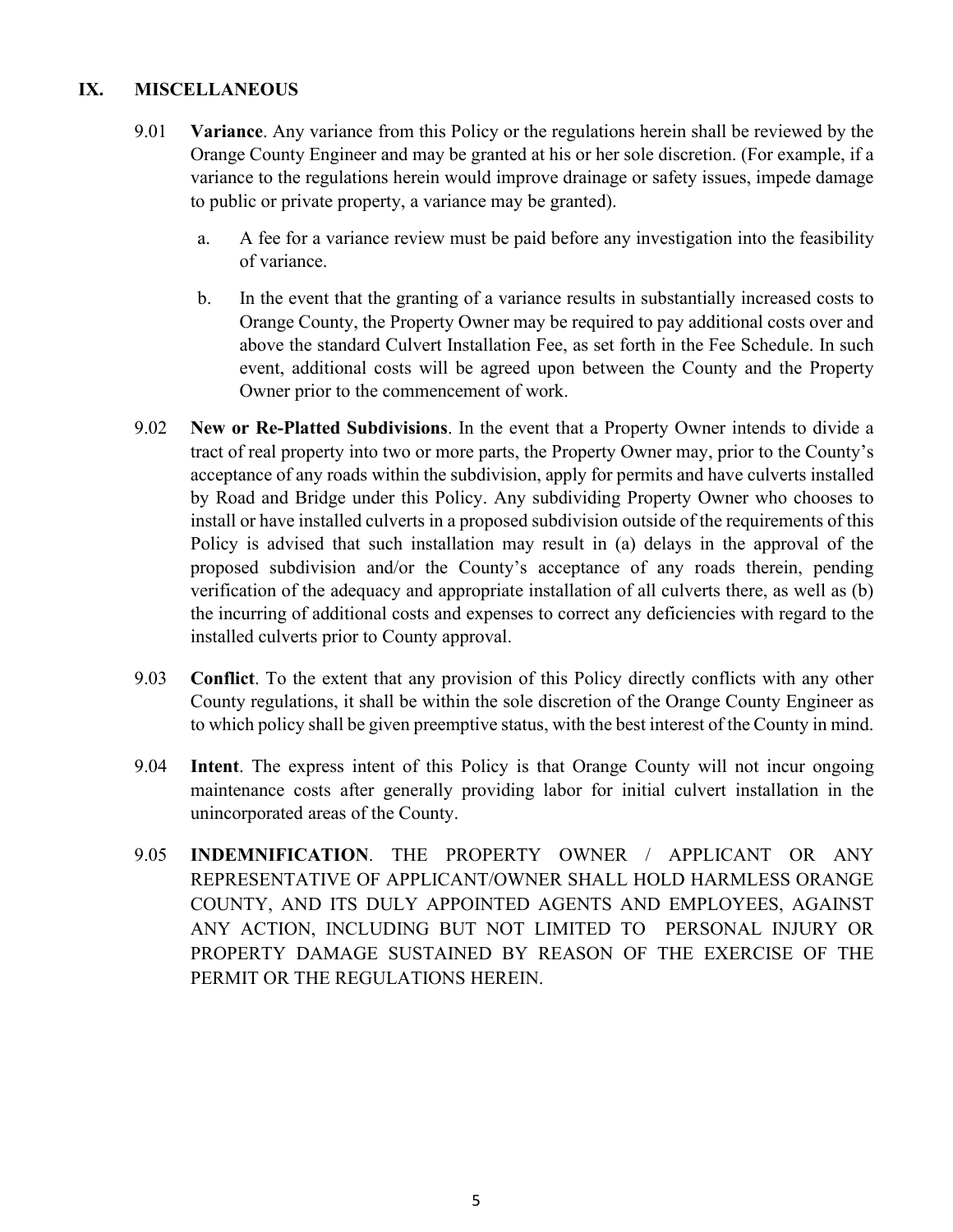## IX. MISCELLANEOUS

9.01 **Variance**. Any variance from this Policy or the regulations herein shall be reviewed by the Orange County Engineer and may be granted at his or her sole discretion. (For example, if a variance to the regulations herein would improve drainage or safety issues, impede damage to public or private property, a variance may be granted).

a. A fee for a variance review must be paid before any investigation into the feasibility of variance.

b. In the event that the granting of a variance results in substantially increased costs to Orange County, the Property Owner may be required to pay additional costs over and above the standard Culvert Installation Fee, as set forth in the Fee Schedule. In such event, additional costs will be agreed upon between the County and the Property Owner prior to the commencement of work.

9.02 **New or Re-Platted Subdivisions**. In the event that a Property Owner intends to divide a tract of real property into two or more parts, the Property Owner may, prior to the County's acceptance of any roads within the subdivision, apply for permits and have culverts installed by Road and Bridge under this Policy. Any subdividing Property Owner who chooses to install or have installed culverts in a proposed subdivision outside of the requirements of this Policy is advised that such installation may result in (a) delays in the approval of the proposed subdivision and/or the County's acceptance of any roads therein, pending verification of the adequacy and appropriate installation of all culverts there, as well as (b) the incurring of additional costs and expenses to correct any deficiencies with regard to the installed culverts prior to County approval.

9.03 **Conflict**. To the extent that any provision of this Policy directly conflicts with any other County regulations, it shall be within the sole discretion of the Orange County Engineer as to which policy shall be given preemptive status, with the best interest of the County in mind.

9.04 **Intent**. The express intent of this Policy is that Orange County will not incur ongoing maintenance costs after generally providing labor for initial culvert installation in the unincorporated areas of the County.

9.05 **INDEMNIFICATION**. THE PROPERTY OWNER / APPLICANT OR ANY REPRESENTATIVE OF APPLICANT/OWNER SHALL HOLD HARMLESS ORANGE COUNTY, AND ITS DULY APPOINTED AGENTS AND EMPLOYEES, AGAINST ANY ACTION, INCLUDING BUT NOT LIMITED TO PERSONAL INJURY OR PROPERTY DAMAGE SUSTAINED BY REASON OF THE EXERCISE OF THE PERMIT OR THE REGULATIONS HEREIN.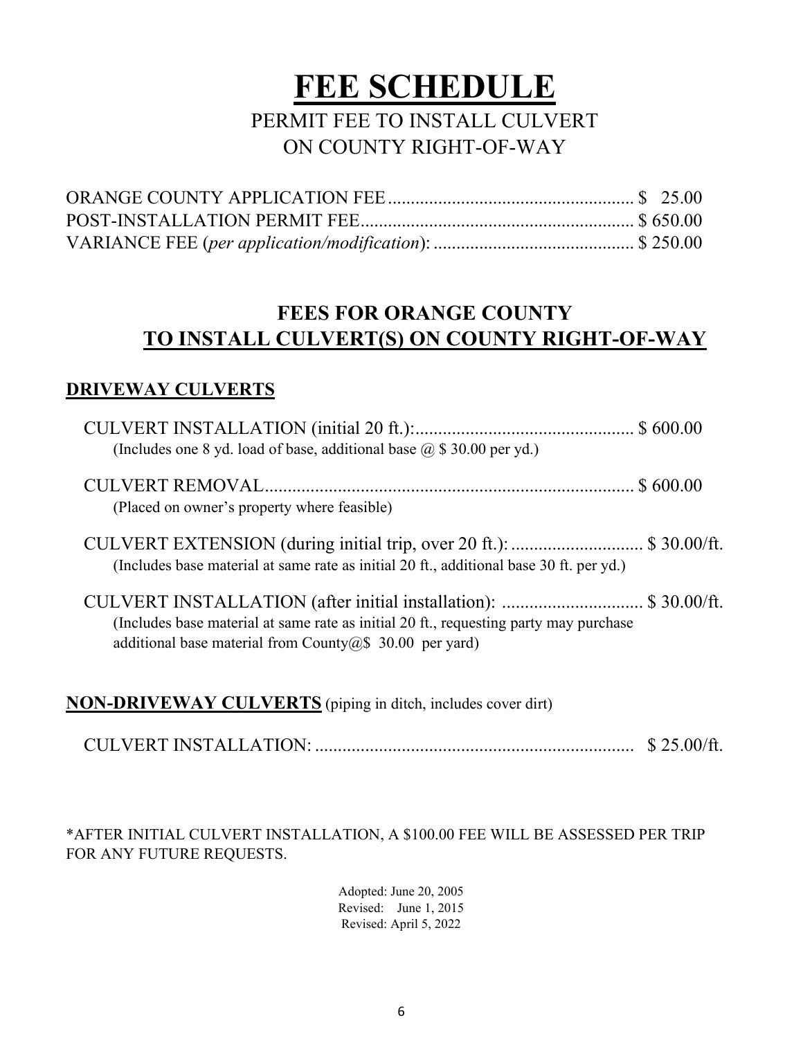# FEE SCHEDULE

## PERMIT FEE TO INSTALL CULVERT ON COUNTY RIGHT-OF-WAY

ORANGE COUNTY APPLICATION FEE...................................................... $ 25.00
POST-INSTALLATION PERMIT FEE........................................................... $ 650.00
VARIANCE FEE (*per application/modification*): ............................................ $ 250.00

## FEES FOR ORANGE COUNTY TO INSTALL CULVERT(S) ON COUNTY RIGHT-OF-WAY

### DRIVEWAY CULVERTS

CULVERT INSTALLATION (initial 20 ft.):................................................ $ 600.00
(Includes one 8 yd. load of base, additional base @ $ 30.00 per yd.)

CULVERT REMOVAL................................................................................ $ 600.00
(Placed on owner's property where feasible)

CULVERT EXTENSION (during initial trip, over 20 ft.): ............................ $ 30.00/ft.
(Includes base material at same rate as initial 20 ft., additional base 30 ft. per yd.)

CULVERT INSTALLATION (after initial installation): .............................. $ 30.00/ft.
(Includes base material at same rate as initial 20 ft., requesting party may purchase additional base material from County@$ 30.00 per yard)

### NON-DRIVEWAY CULVERTS (piping in ditch, includes cover dirt)

CULVERT INSTALLATION: ..................................................................... $ 25.00/ft.

*AFTER INITIAL CULVERT INSTALLATION, A $100.00 FEE WILL BE ASSESSED PER TRIP FOR ANY FUTURE REQUESTS.

Adopted: June 20, 2005
Revised: June 1, 2015
Revised: April 5, 2022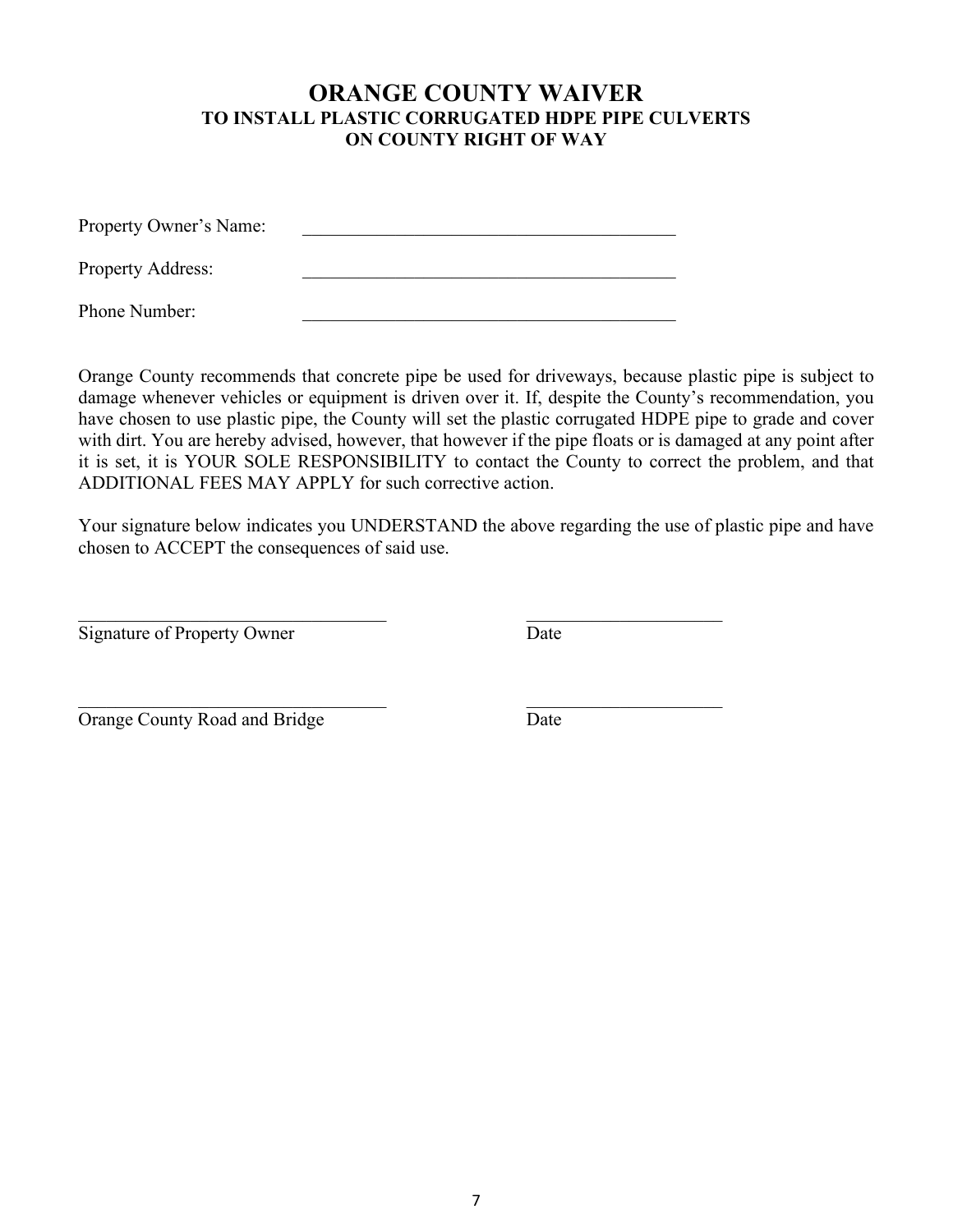# ORANGE COUNTY WAIVER

### TO INSTALL PLASTIC CORRUGATED HDPE PIPE CULVERTS ON COUNTY RIGHT OF WAY

Property Owner's Name: ____________________________________________

Property Address: ____________________________________________

Phone Number: ____________________________________________

Orange County recommends that concrete pipe be used for driveways, because plastic pipe is subject to damage whenever vehicles or equipment is driven over it. If, despite the County's recommendation, you have chosen to use plastic pipe, the County will set the plastic corrugated HDPE pipe to grade and cover with dirt. You are hereby advised, however, that however if the pipe floats or is damaged at any point after it is set, it is YOUR SOLE RESPONSIBILITY to contact the County to correct the problem, and that ADDITIONAL FEES MAY APPLY for such corrective action.

Your signature below indicates you UNDERSTAND the above regarding the use of plastic pipe and have chosen to ACCEPT the consequences of said use.

____________________________________ ______________________
Signature of Property Owner Date

____________________________________ ______________________
Orange County Road and Bridge Date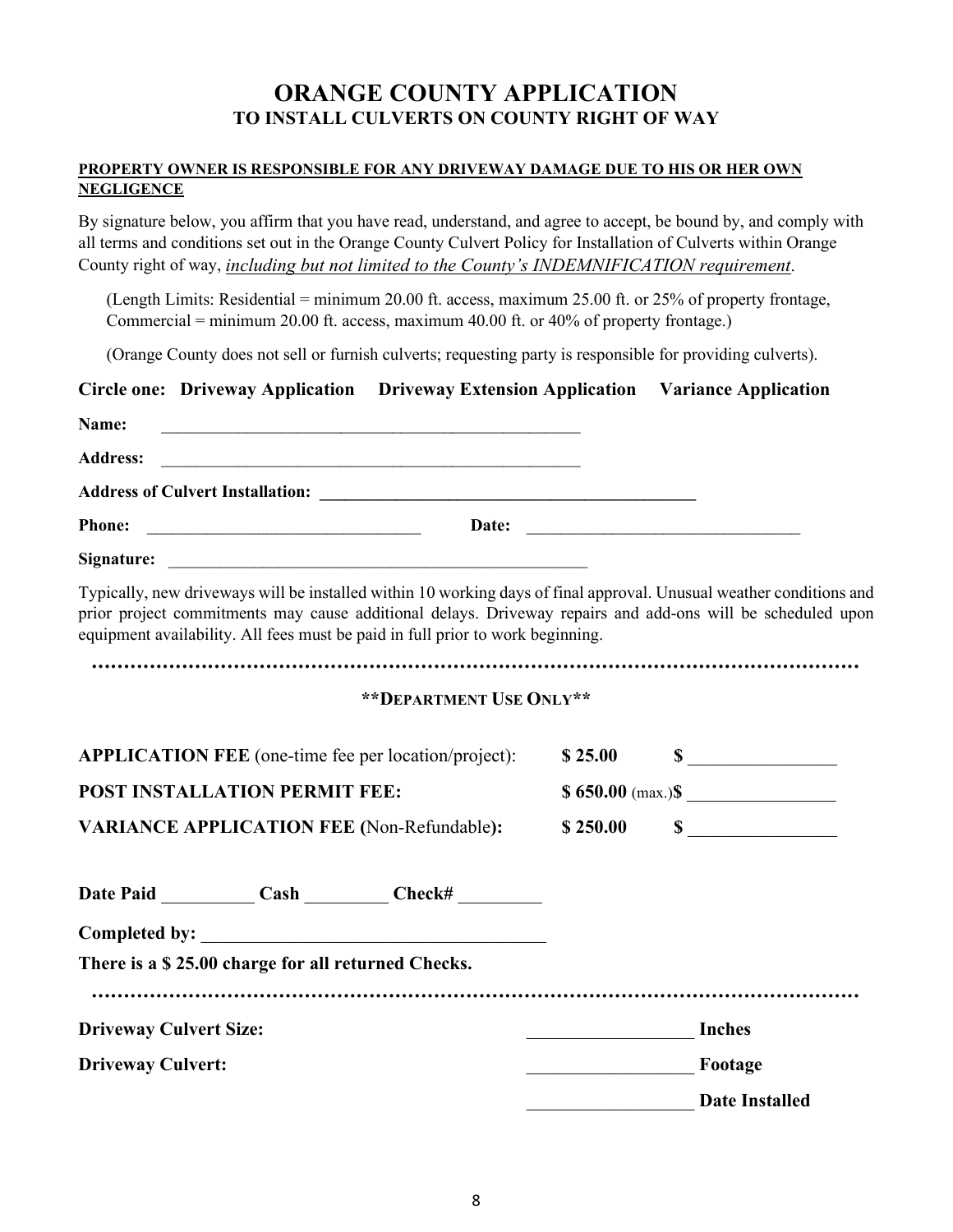# ORANGE COUNTY APPLICATION

## TO INSTALL CULVERTS ON COUNTY RIGHT OF WAY

**PROPERTY OWNER IS RESPONSIBLE FOR ANY DRIVEWAY DAMAGE DUE TO HIS OR HER OWN NEGLIGENCE**

By signature below, you affirm that you have read, understand, and agree to accept, be bound by, and comply with all terms and conditions set out in the Orange County Culvert Policy for Installation of Culverts within Orange County right of way, *including but not limited to the County's INDEMNIFICATION requirement*.

(Length Limits: Residential = minimum 20.00 ft. access, maximum 25.00 ft. or 25% of property frontage, Commercial = minimum 20.00 ft. access, maximum 40.00 ft. or 40% of property frontage.)

(Orange County does not sell or furnish culverts; requesting party is responsible for providing culverts).

**Circle one: Driveway Application Driveway Extension Application Variance Application**

**Name:** ______________________________________________

**Address:** ______________________________________________

**Address of Culvert Installation:** ______________________________________________

**Phone:** ______________________________ **Date:** ______________________________

**Signature:** ______________________________________________

Typically, new driveways will be installed within 10 working days of final approval. Unusual weather conditions and prior project commitments may cause additional delays. Driveway repairs and add-ons will be scheduled upon equipment availability. All fees must be paid in full prior to work beginning.

…………………………………………………………………………………………………………

**\*\*DEPARTMENT USE ONLY\*\***

| | | |
|---|---|---|
| **APPLICATION FEE** (one-time fee per location/project): | **$ 25.00** | **$** ________________ |
| **POST INSTALLATION PERMIT FEE:** | **$ 650.00** (max.) | **$** ________________ |
| **VARIANCE APPLICATION FEE (**Non-Refundable**):** | **$ 250.00** | **$** ________________ |

**Date Paid** __________ **Cash** _________ **Check#** _________

**Completed by:** ____________________________________

**There is a $ 25.00 charge for all returned Checks.**

…………………………………………………………………………………………………………

**Driveway Culvert Size:** __________________ **Inches**

**Driveway Culvert:** __________________ **Footage**

__________________ **Date Installed**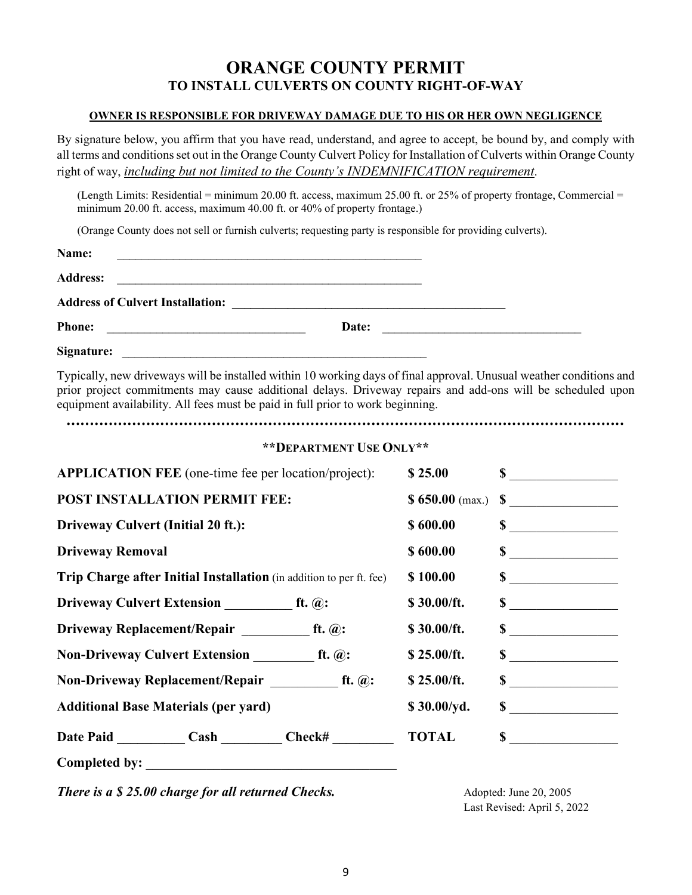# ORANGE COUNTY PERMIT
## TO INSTALL CULVERTS ON COUNTY RIGHT-OF-WAY

**OWNER IS RESPONSIBLE FOR DRIVEWAY DAMAGE DUE TO HIS OR HER OWN NEGLIGENCE**

By signature below, you affirm that you have read, understand, and agree to accept, be bound by, and comply with all terms and conditions set out in the Orange County Culvert Policy for Installation of Culverts within Orange County right of way, *including but not limited to the County's INDEMNIFICATION requirement*.

(Length Limits: Residential = minimum 20.00 ft. access, maximum 25.00 ft. or 25% of property frontage, Commercial = minimum 20.00 ft. access, maximum 40.00 ft. or 40% of property frontage.)

(Orange County does not sell or furnish culverts; requesting party is responsible for providing culverts).

**Name:** ______________________________

**Address:** ______________________________

**Address of Culvert Installation:** ______________________________

**Phone:** ____________________ **Date:** ____________________

**Signature:** ______________________________

Typically, new driveways will be installed within 10 working days of final approval. Unusual weather conditions and prior project commitments may cause additional delays. Driveway repairs and add-ons will be scheduled upon equipment availability. All fees must be paid in full prior to work beginning.

**\*\*DEPARTMENT USE ONLY\*\***

| | | |
|---|---|---|
| **APPLICATION FEE** (one-time fee per location/project): | **$ 25.00** | **$** __________ |
| **POST INSTALLATION PERMIT FEE:** | **$ 650.00** (max.) | **$** __________ |
| **Driveway Culvert (Initial 20 ft.):** | **$ 600.00** | **$** __________ |
| **Driveway Removal** | **$ 600.00** | **$** __________ |
| **Trip Charge after Initial Installation** (in addition to per ft. fee) | **$ 100.00** | **$** __________ |
| **Driveway Culvert Extension** ______ **ft. @:** | **$ 30.00/ft.** | **$** __________ |
| **Driveway Replacement/Repair** ______ **ft. @:** | **$ 30.00/ft.** | **$** __________ |
| **Non-Driveway Culvert Extension** ______ **ft. @:** | **$ 25.00/ft.** | **$** __________ |
| **Non-Driveway Replacement/Repair** ______ **ft. @:** | **$ 25.00/ft.** | **$** __________ |
| **Additional Base Materials (per yard)** | **$ 30.00/yd.** | **$** __________ |
| **Date Paid** ______ **Cash** ______ **Check#** ______ | **TOTAL** | **$** __________ |

**Completed by:** ______________________________

***There is a $ 25.00 charge for all returned Checks.***

Adopted: June 20, 2005
Last Revised: April 5, 2022